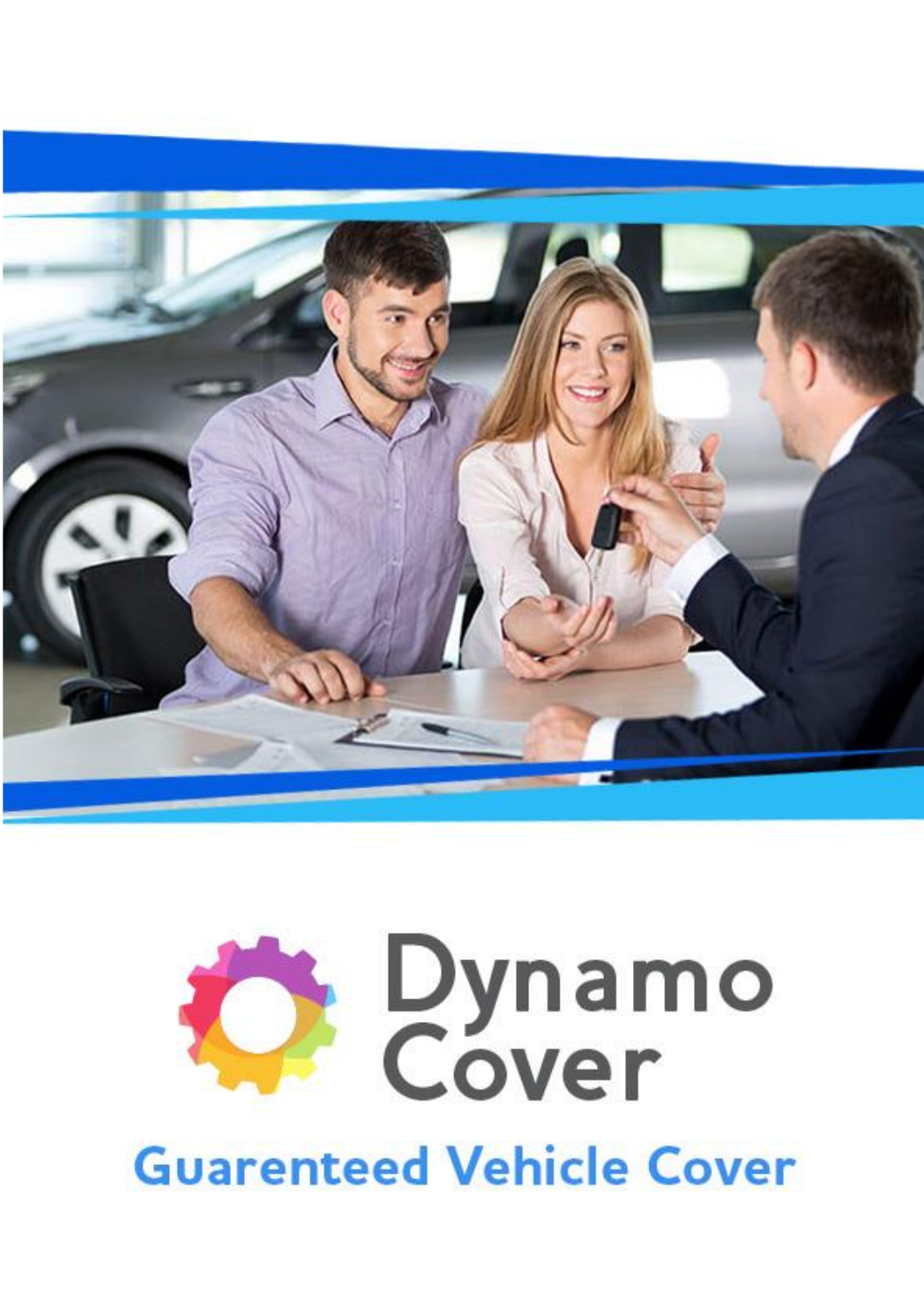# Dynamo Cover

## Guarenteed Vehicle Cover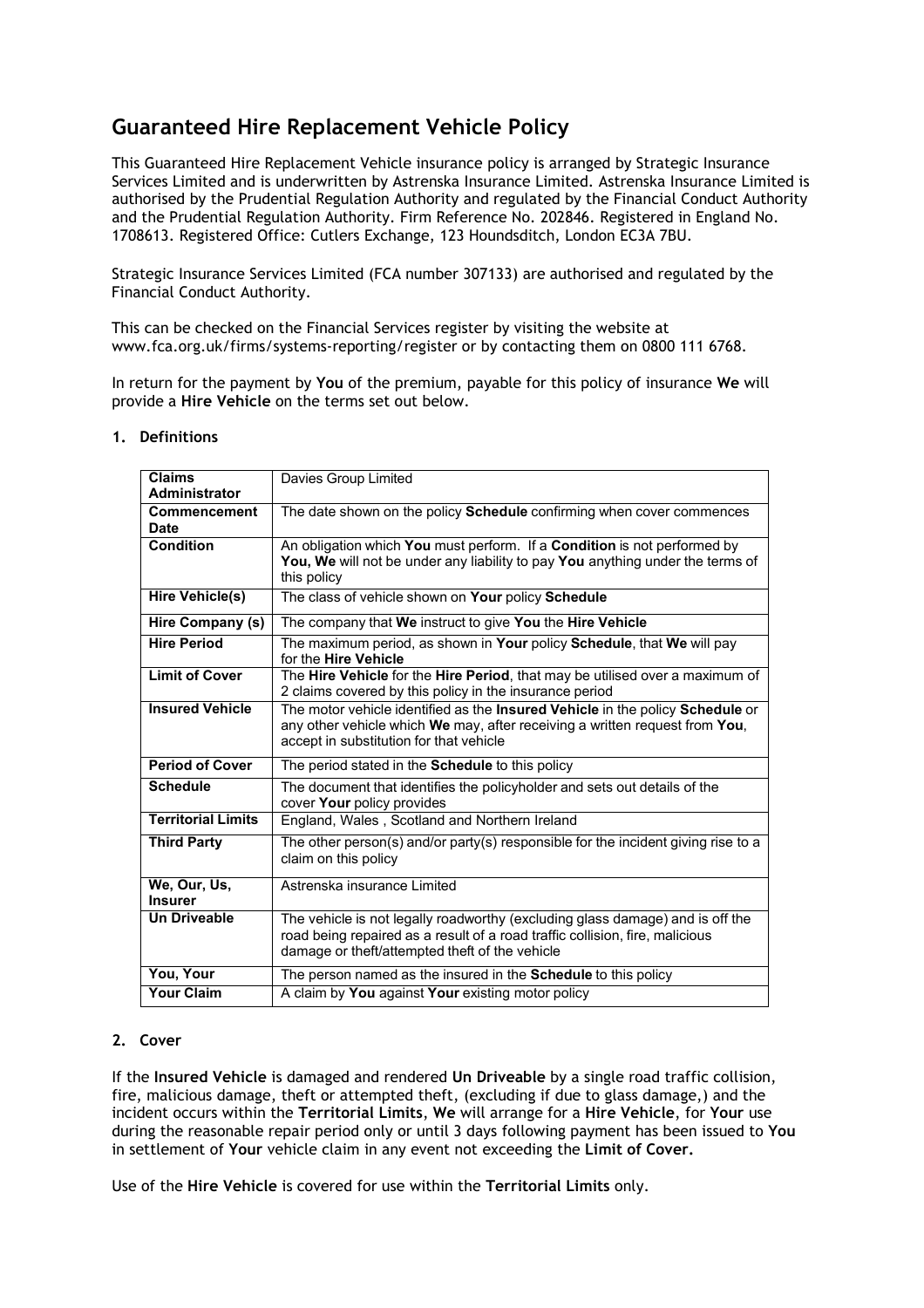# Guaranteed Hire Replacement Vehicle Policy

This Guaranteed Hire Replacement Vehicle insurance policy is arranged by Strategic Insurance Services Limited and is underwritten by Astrenska Insurance Limited. Astrenska Insurance Limited is authorised by the Prudential Regulation Authority and regulated by the Financial Conduct Authority and the Prudential Regulation Authority. Firm Reference No. 202846. Registered in England No. 1708613. Registered Office: Cutlers Exchange, 123 Houndsditch, London EC3A 7BU.

Strategic Insurance Services Limited (FCA number 307133) are authorised and regulated by the Financial Conduct Authority.

This can be checked on the Financial Services register by visiting the website at www.fca.org.uk/firms/systems-reporting/register or by contacting them on 0800 111 6768.

In return for the payment by **You** of the premium, payable for this policy of insurance **We** will provide a **Hire Vehicle** on the terms set out below.

## 1. Definitions

| | |
|---|---|
| **Claims Administrator** | Davies Group Limited |
| **Commencement Date** | The date shown on the policy **Schedule** confirming when cover commences |
| **Condition** | An obligation which **You** must perform. If a **Condition** is not performed by **You, We** will not be under any liability to pay **You** anything under the terms of this policy |
| **Hire Vehicle(s)** | The class of vehicle shown on **Your** policy **Schedule** |
| **Hire Company (s)** | The company that **We** instruct to give **You** the **Hire Vehicle** |
| **Hire Period** | The maximum period, as shown in **Your** policy **Schedule**, that **We** will pay for the **Hire Vehicle** |
| **Limit of Cover** | The **Hire Vehicle** for the **Hire Period**, that may be utilised over a maximum of 2 claims covered by this policy in the insurance period |
| **Insured Vehicle** | The motor vehicle identified as the **Insured Vehicle** in the policy **Schedule** or any other vehicle which **We** may, after receiving a written request from **You**, accept in substitution for that vehicle |
| **Period of Cover** | The period stated in the **Schedule** to this policy |
| **Schedule** | The document that identifies the policyholder and sets out details of the cover **Your** policy provides |
| **Territorial Limits** | England, Wales , Scotland and Northern Ireland |
| **Third Party** | The other person(s) and/or party(s) responsible for the incident giving rise to a claim on this policy |
| **We, Our, Us, Insurer** | Astrenska insurance Limited |
| **Un Driveable** | The vehicle is not legally roadworthy (excluding glass damage) and is off the road being repaired as a result of a road traffic collision, fire, malicious damage or theft/attempted theft of the vehicle |
| **You, Your** | The person named as the insured in the **Schedule** to this policy |
| **Your Claim** | A claim by **You** against **Your** existing motor policy |

## 2. Cover

If the **Insured Vehicle** is damaged and rendered **Un Driveable** by a single road traffic collision, fire, malicious damage, theft or attempted theft, (excluding if due to glass damage,) and the incident occurs within the **Territorial Limits**, **We** will arrange for a **Hire Vehicle**, for **Your** use during the reasonable repair period only or until 3 days following payment has been issued to **You** in settlement of **Your** vehicle claim in any event not exceeding the **Limit of Cover.**

Use of the **Hire Vehicle** is covered for use within the **Territorial Limits** only.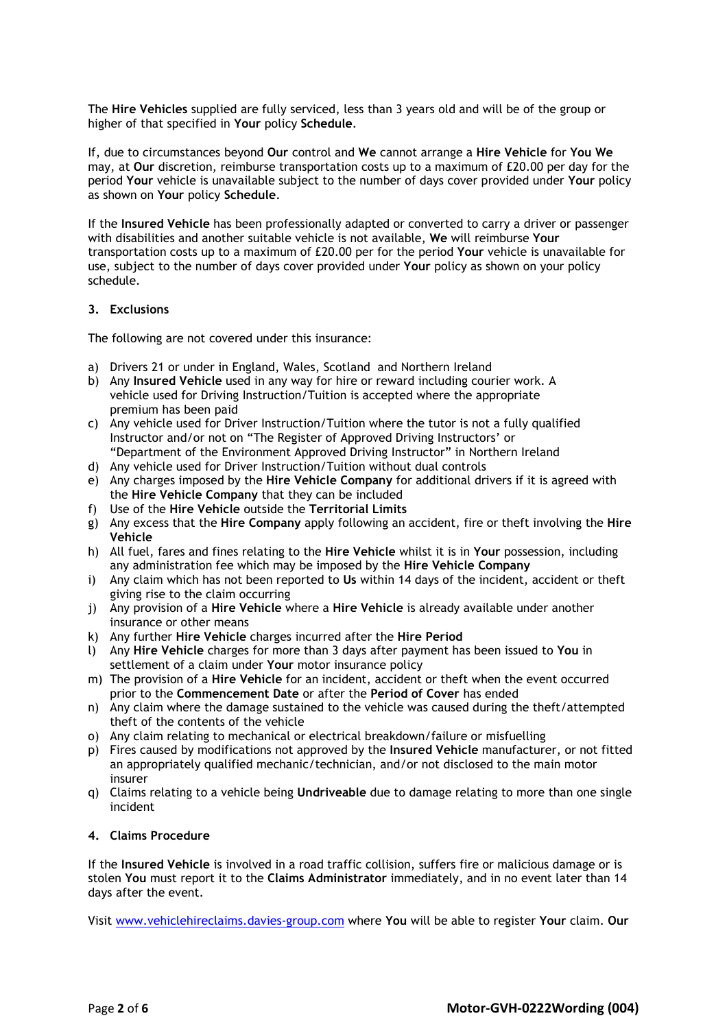The **Hire Vehicles** supplied are fully serviced, less than 3 years old and will be of the group or higher of that specified in **Your** policy **Schedule**.

If, due to circumstances beyond **Our** control and **We** cannot arrange a **Hire Vehicle** for **You We** may, at **Our** discretion, reimburse transportation costs up to a maximum of £20.00 per day for the period **Your** vehicle is unavailable subject to the number of days cover provided under **Your** policy as shown on **Your** policy **Schedule**.

If the **Insured Vehicle** has been professionally adapted or converted to carry a driver or passenger with disabilities and another suitable vehicle is not available, **We** will reimburse **Your** transportation costs up to a maximum of £20.00 per for the period **Your** vehicle is unavailable for use, subject to the number of days cover provided under **Your** policy as shown on your policy schedule.

## 3. Exclusions

The following are not covered under this insurance:

a) Drivers 21 or under in England, Wales, Scotland and Northern Ireland
b) Any **Insured Vehicle** used in any way for hire or reward including courier work. A vehicle used for Driving Instruction/Tuition is accepted where the appropriate premium has been paid
c) Any vehicle used for Driver Instruction/Tuition where the tutor is not a fully qualified Instructor and/or not on "The Register of Approved Driving Instructors' or "Department of the Environment Approved Driving Instructor" in Northern Ireland
d) Any vehicle used for Driver Instruction/Tuition without dual controls
e) Any charges imposed by the **Hire Vehicle Company** for additional drivers if it is agreed with the **Hire Vehicle Company** that they can be included
f) Use of the **Hire Vehicle** outside the **Territorial Limits**
g) Any excess that the **Hire Company** apply following an accident, fire or theft involving the **Hire Vehicle**
h) All fuel, fares and fines relating to the **Hire Vehicle** whilst it is in **Your** possession, including any administration fee which may be imposed by the **Hire Vehicle Company**
i) Any claim which has not been reported to **Us** within 14 days of the incident, accident or theft giving rise to the claim occurring
j) Any provision of a **Hire Vehicle** where a **Hire Vehicle** is already available under another insurance or other means
k) Any further **Hire Vehicle** charges incurred after the **Hire Period**
l) Any **Hire Vehicle** charges for more than 3 days after payment has been issued to **You** in settlement of a claim under **Your** motor insurance policy
m) The provision of a **Hire Vehicle** for an incident, accident or theft when the event occurred prior to the **Commencement Date** or after the **Period of Cover** has ended
n) Any claim where the damage sustained to the vehicle was caused during the theft/attempted theft of the contents of the vehicle
o) Any claim relating to mechanical or electrical breakdown/failure or misfuelling
p) Fires caused by modifications not approved by the **Insured Vehicle** manufacturer, or not fitted an appropriately qualified mechanic/technician, and/or not disclosed to the main motor insurer
q) Claims relating to a vehicle being **Undriveable** due to damage relating to more than one single incident

## 4. Claims Procedure

If the **Insured Vehicle** is involved in a road traffic collision, suffers fire or malicious damage or is stolen **You** must report it to the **Claims Administrator** immediately, and in no event later than 14 days after the event.

Visit www.vehiclehireclaims.davies-group.com where **You** will be able to register **Your** claim. **Our**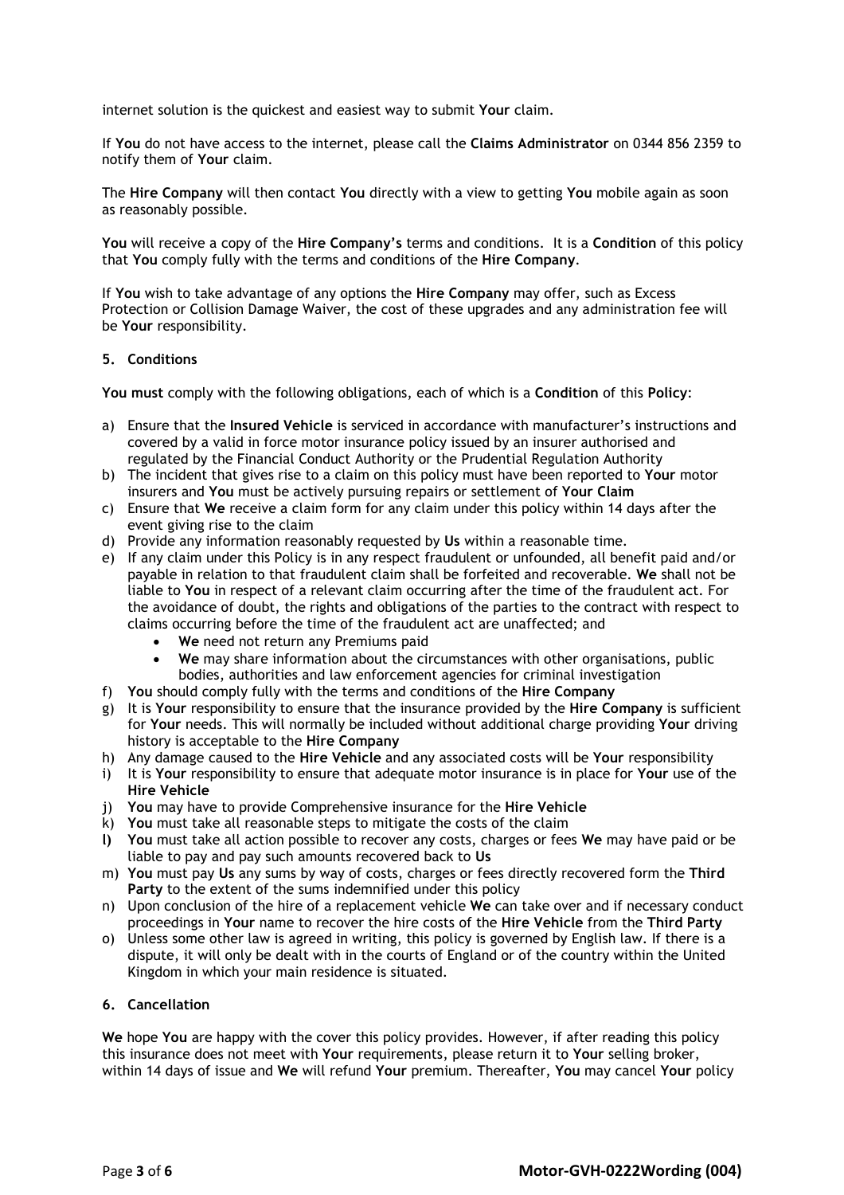internet solution is the quickest and easiest way to submit **Your** claim.

If **You** do not have access to the internet, please call the **Claims Administrator** on 0344 856 2359 to notify them of **Your** claim.

The **Hire Company** will then contact **You** directly with a view to getting **You** mobile again as soon as reasonably possible.

**You** will receive a copy of the **Hire Company's** terms and conditions. It is a **Condition** of this policy that **You** comply fully with the terms and conditions of the **Hire Company**.

If **You** wish to take advantage of any options the **Hire Company** may offer, such as Excess Protection or Collision Damage Waiver, the cost of these upgrades and any administration fee will be **Your** responsibility.

## 5. Conditions

**You must** comply with the following obligations, each of which is a **Condition** of this **Policy**:

a) Ensure that the **Insured Vehicle** is serviced in accordance with manufacturer's instructions and covered by a valid in force motor insurance policy issued by an insurer authorised and regulated by the Financial Conduct Authority or the Prudential Regulation Authority
b) The incident that gives rise to a claim on this policy must have been reported to **Your** motor insurers and **You** must be actively pursuing repairs or settlement of **Your Claim**
c) Ensure that **We** receive a claim form for any claim under this policy within 14 days after the event giving rise to the claim
d) Provide any information reasonably requested by **Us** within a reasonable time.
e) If any claim under this Policy is in any respect fraudulent or unfounded, all benefit paid and/or payable in relation to that fraudulent claim shall be forfeited and recoverable. **We** shall not be liable to **You** in respect of a relevant claim occurring after the time of the fraudulent act. For the avoidance of doubt, the rights and obligations of the parties to the contract with respect to claims occurring before the time of the fraudulent act are unaffected; and
    - **We** need not return any Premiums paid
    - **We** may share information about the circumstances with other organisations, public bodies, authorities and law enforcement agencies for criminal investigation
f) **You** should comply fully with the terms and conditions of the **Hire Company**
g) It is **Your** responsibility to ensure that the insurance provided by the **Hire Company** is sufficient for **Your** needs. This will normally be included without additional charge providing **Your** driving history is acceptable to the **Hire Company**
h) Any damage caused to the **Hire Vehicle** and any associated costs will be **Your** responsibility
i) It is **Your** responsibility to ensure that adequate motor insurance is in place for **Your** use of the **Hire Vehicle**
j) **You** may have to provide Comprehensive insurance for the **Hire Vehicle**
k) **You** must take all reasonable steps to mitigate the costs of the claim
**l)** **You** must take all action possible to recover any costs, charges or fees **We** may have paid or be liable to pay and pay such amounts recovered back to **Us**
m) **You** must pay **Us** any sums by way of costs, charges or fees directly recovered form the **Third Party** to the extent of the sums indemnified under this policy
n) Upon conclusion of the hire of a replacement vehicle **We** can take over and if necessary conduct proceedings in **Your** name to recover the hire costs of the **Hire Vehicle** from the **Third Party**
o) Unless some other law is agreed in writing, this policy is governed by English law. If there is a dispute, it will only be dealt with in the courts of England or of the country within the United Kingdom in which your main residence is situated.

## 6. Cancellation

**We** hope **You** are happy with the cover this policy provides. However, if after reading this policy this insurance does not meet with **Your** requirements, please return it to **Your** selling broker, within 14 days of issue and **We** will refund **Your** premium. Thereafter, **You** may cancel **Your** policy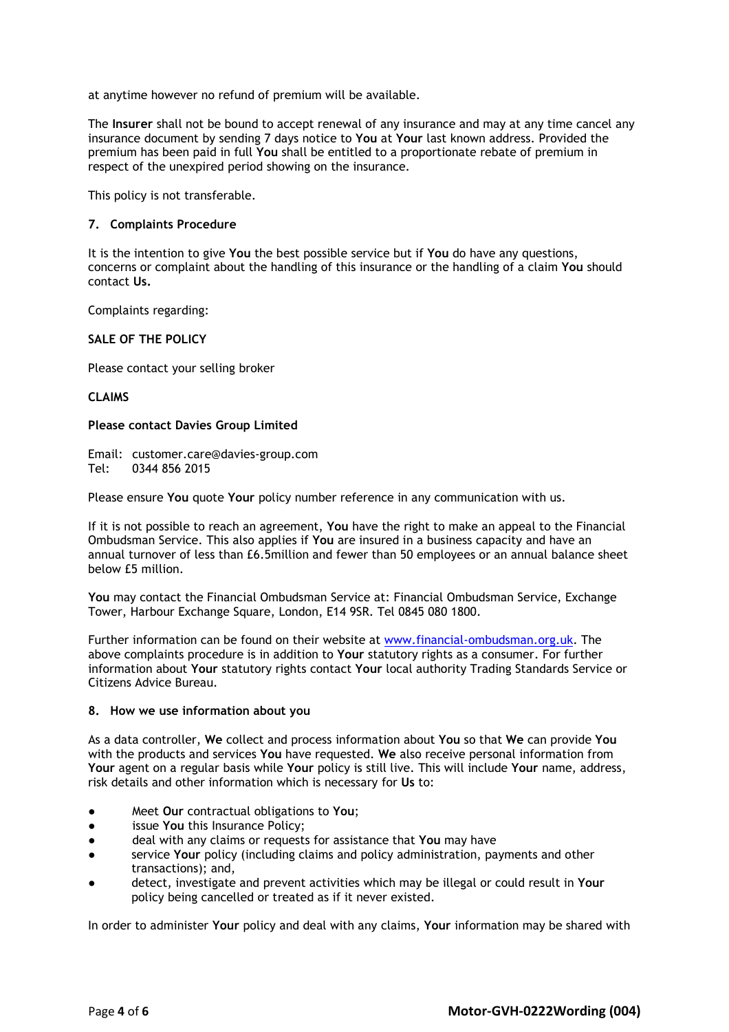at anytime however no refund of premium will be available.

The **Insurer** shall not be bound to accept renewal of any insurance and may at any time cancel any insurance document by sending 7 days notice to **You** at **Your** last known address. Provided the premium has been paid in full **You** shall be entitled to a proportionate rebate of premium in respect of the unexpired period showing on the insurance.

This policy is not transferable.

### 7. Complaints Procedure

It is the intention to give **You** the best possible service but if **You** do have any questions, concerns or complaint about the handling of this insurance or the handling of a claim **You** should contact **Us.**

Complaints regarding:

**SALE OF THE POLICY**

Please contact your selling broker

**CLAIMS**

**Please contact Davies Group Limited**

Email: customer.care@davies-group.com
Tel: 0344 856 2015

Please ensure **You** quote **Your** policy number reference in any communication with us.

If it is not possible to reach an agreement, **You** have the right to make an appeal to the Financial Ombudsman Service. This also applies if **You** are insured in a business capacity and have an annual turnover of less than £6.5million and fewer than 50 employees or an annual balance sheet below £5 million.

**You** may contact the Financial Ombudsman Service at: Financial Ombudsman Service, Exchange Tower, Harbour Exchange Square, London, E14 9SR. Tel 0845 080 1800.

Further information can be found on their website at www.financial-ombudsman.org.uk. The above complaints procedure is in addition to **Your** statutory rights as a consumer. For further information about **Your** statutory rights contact **Your** local authority Trading Standards Service or Citizens Advice Bureau.

### 8. How we use information about you

As a data controller, **We** collect and process information about **You** so that **We** can provide **You** with the products and services **You** have requested. **We** also receive personal information from **Your** agent on a regular basis while **Your** policy is still live. This will include **Your** name, address, risk details and other information which is necessary for **Us** to:

- Meet **Our** contractual obligations to **You**;
- issue **You** this Insurance Policy;
- deal with any claims or requests for assistance that **You** may have
- service **Your** policy (including claims and policy administration, payments and other transactions); and,
- detect, investigate and prevent activities which may be illegal or could result in **Your** policy being cancelled or treated as if it never existed.

In order to administer **Your** policy and deal with any claims, **Your** information may be shared with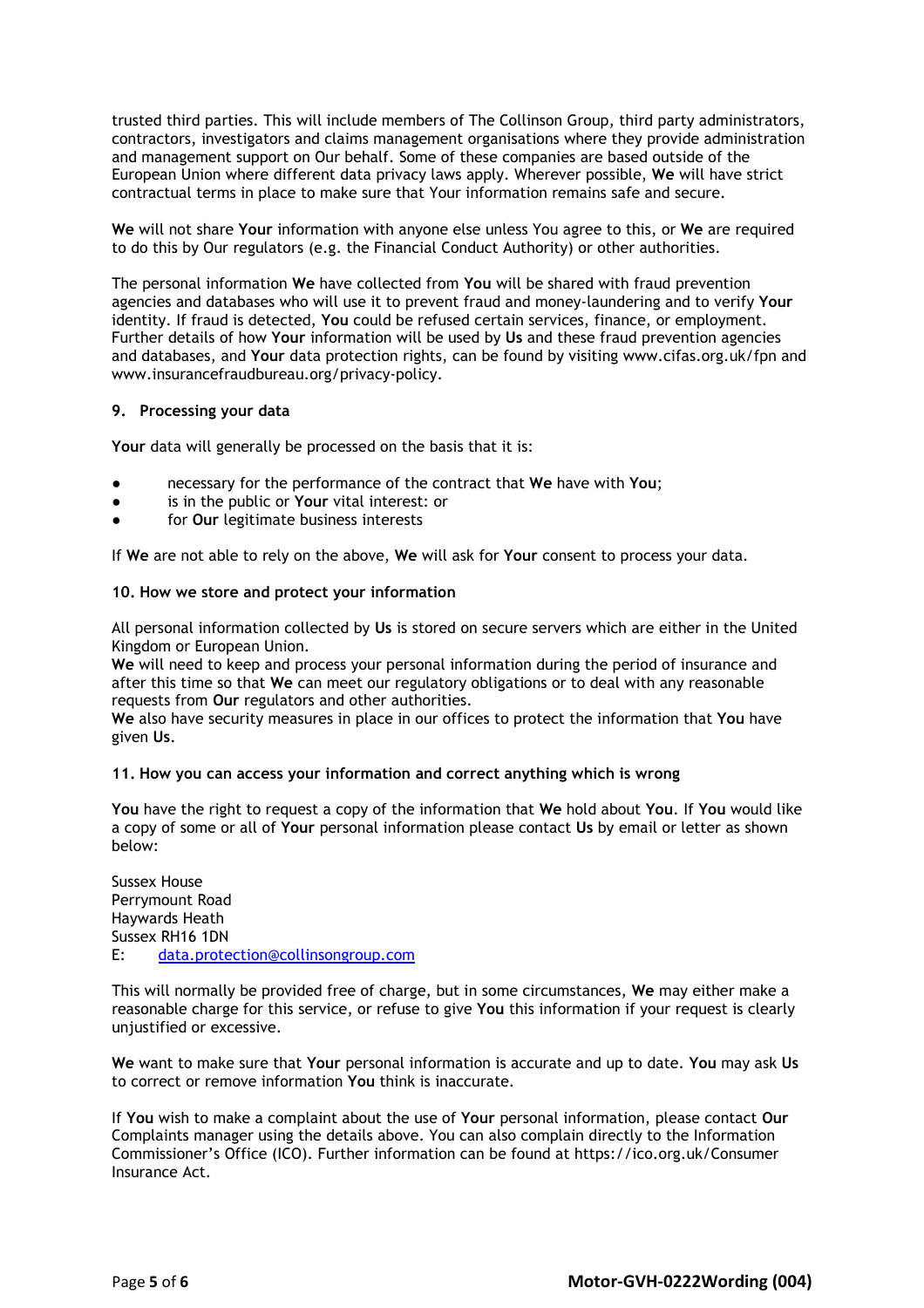trusted third parties. This will include members of The Collinson Group, third party administrators, contractors, investigators and claims management organisations where they provide administration and management support on Our behalf. Some of these companies are based outside of the European Union where different data privacy laws apply. Wherever possible, **We** will have strict contractual terms in place to make sure that Your information remains safe and secure.

**We** will not share **Your** information with anyone else unless You agree to this, or **We** are required to do this by Our regulators (e.g. the Financial Conduct Authority) or other authorities.

The personal information **We** have collected from **You** will be shared with fraud prevention agencies and databases who will use it to prevent fraud and money-laundering and to verify **Your** identity. If fraud is detected, **You** could be refused certain services, finance, or employment. Further details of how **Your** information will be used by **Us** and these fraud prevention agencies and databases, and **Your** data protection rights, can be found by visiting www.cifas.org.uk/fpn and www.insurancefraudbureau.org/privacy-policy.

**9. Processing your data**

**Your** data will generally be processed on the basis that it is:

- necessary for the performance of the contract that **We** have with **You**;
- is in the public or **Your** vital interest: or
- for **Our** legitimate business interests

If **We** are not able to rely on the above, **We** will ask for **Your** consent to process your data.

**10. How we store and protect your information**

All personal information collected by **Us** is stored on secure servers which are either in the United Kingdom or European Union.
**We** will need to keep and process your personal information during the period of insurance and after this time so that **We** can meet our regulatory obligations or to deal with any reasonable requests from **Our** regulators and other authorities.
**We** also have security measures in place in our offices to protect the information that **You** have given **Us**.

**11. How you can access your information and correct anything which is wrong**

**You** have the right to request a copy of the information that **We** hold about **You**. If **You** would like a copy of some or all of **Your** personal information please contact **Us** by email or letter as shown below:

Sussex House
Perrymount Road
Haywards Heath
Sussex RH16 1DN
E: data.protection@collinsongroup.com

This will normally be provided free of charge, but in some circumstances, **We** may either make a reasonable charge for this service, or refuse to give **You** this information if your request is clearly unjustified or excessive.

**We** want to make sure that **Your** personal information is accurate and up to date. **You** may ask **Us** to correct or remove information **You** think is inaccurate.

If **You** wish to make a complaint about the use of **Your** personal information, please contact **Our** Complaints manager using the details above. You can also complain directly to the Information Commissioner's Office (ICO). Further information can be found at https://ico.org.uk/Consumer Insurance Act.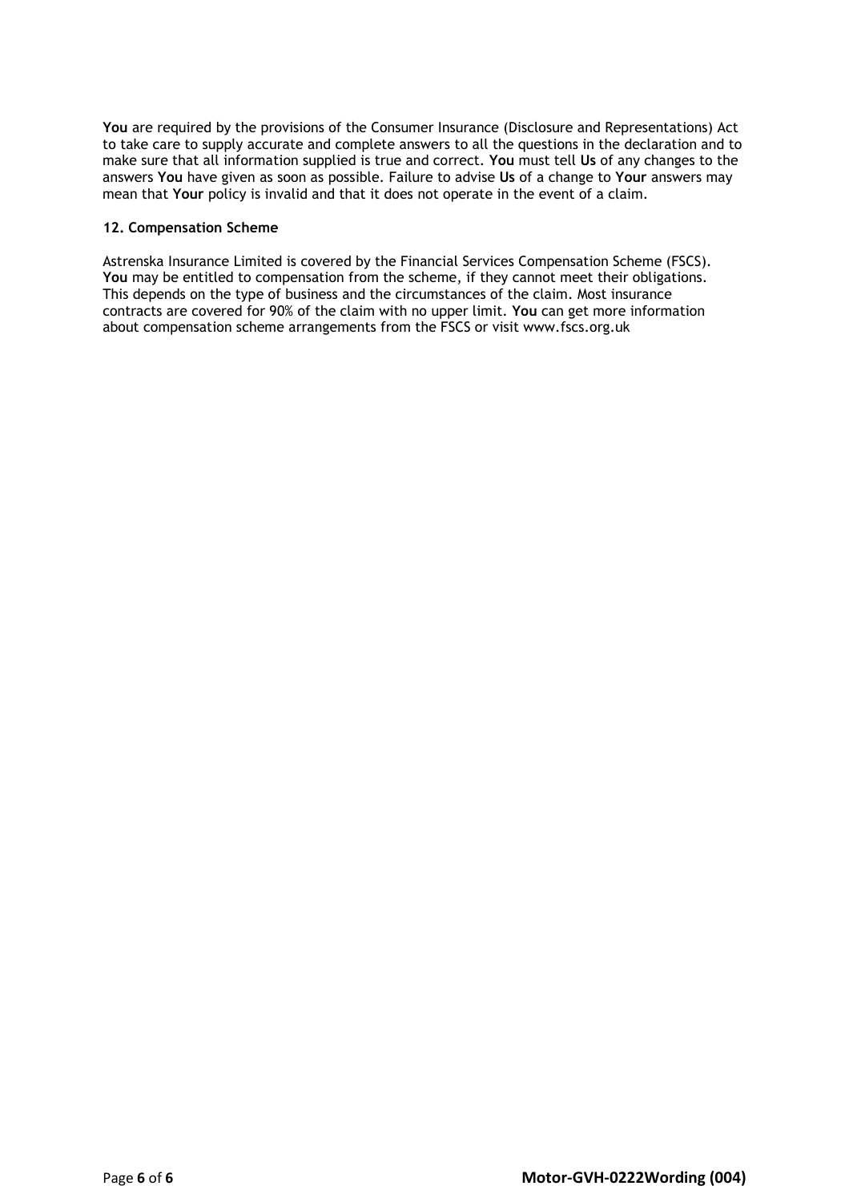**You** are required by the provisions of the Consumer Insurance (Disclosure and Representations) Act to take care to supply accurate and complete answers to all the questions in the declaration and to make sure that all information supplied is true and correct. **You** must tell **Us** of any changes to the answers **You** have given as soon as possible. Failure to advise **Us** of a change to **Your** answers may mean that **Your** policy is invalid and that it does not operate in the event of a claim.

**12. Compensation Scheme**

Astrenska Insurance Limited is covered by the Financial Services Compensation Scheme (FSCS). **You** may be entitled to compensation from the scheme, if they cannot meet their obligations. This depends on the type of business and the circumstances of the claim. Most insurance contracts are covered for 90% of the claim with no upper limit. **You** can get more information about compensation scheme arrangements from the FSCS or visit www.fscs.org.uk